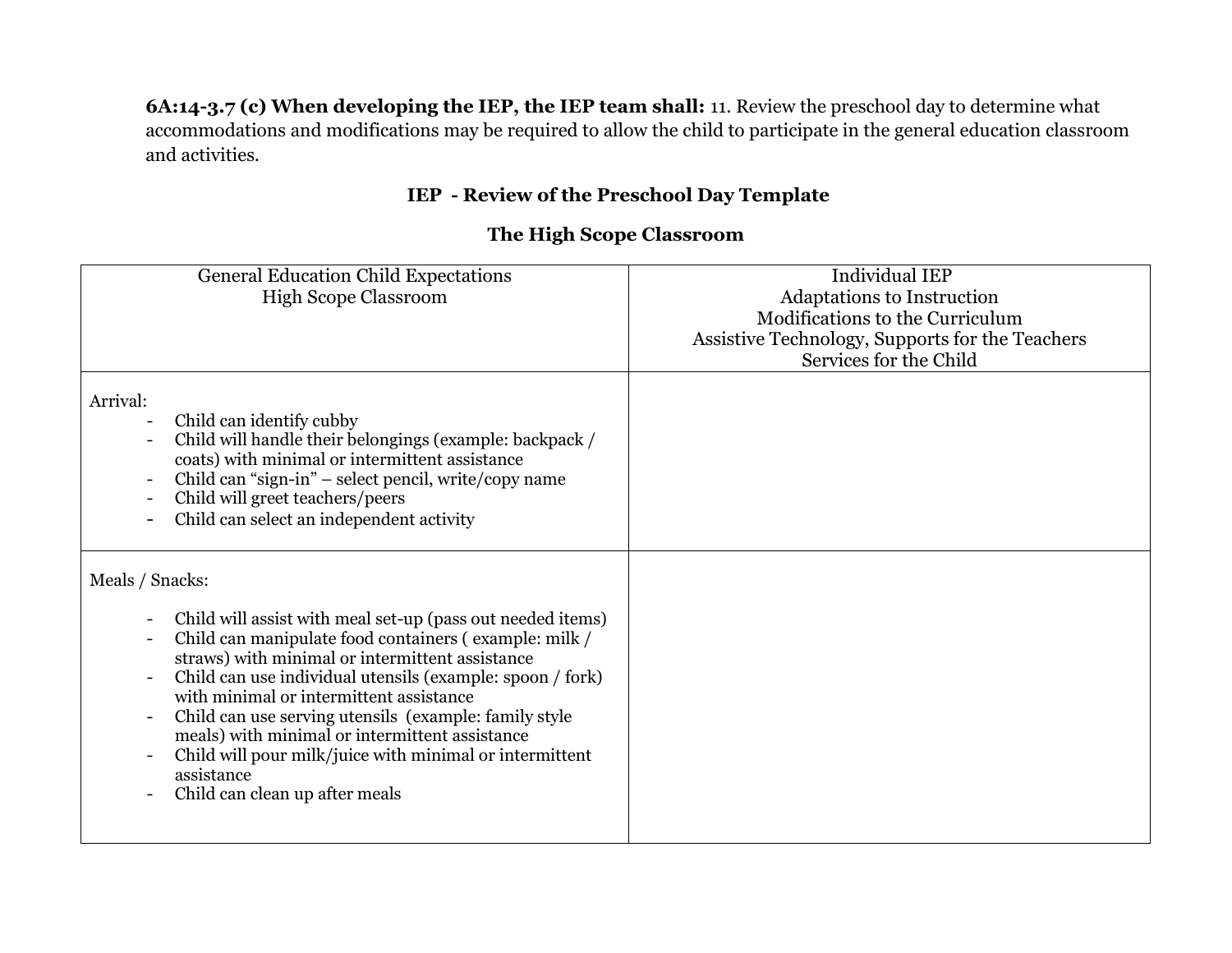**6A:14-3.7 (c) When developing the IEP, the IEP team shall:** 11. Review the preschool day to determine what accommodations and modifications may be required to allow the child to participate in the general education classroom and activities.

## IEP - Review of the Preschool Day Template

## The High Scope Classroom

| General Education Child Expectations<br>High Scope Classroom | Individual IEP<br>Adaptations to Instruction<br>Modifications to the Curriculum<br>Assistive Technology, Supports for the Teachers<br>Services for the Child |
|---|---|
| Arrival:<br>- Child can identify cubby<br>- Child will handle their belongings (example: backpack / coats) with minimal or intermittent assistance<br>- Child can "sign-in" – select pencil, write/copy name<br>- Child will greet teachers/peers<br>- Child can select an independent activity | |
| Meals / Snacks:<br>- Child will assist with meal set-up (pass out needed items)<br>- Child can manipulate food containers ( example: milk / straws) with minimal or intermittent assistance<br>- Child can use individual utensils (example: spoon / fork) with minimal or intermittent assistance<br>- Child can use serving utensils (example: family style meals) with minimal or intermittent assistance<br>- Child will pour milk/juice with minimal or intermittent assistance<br>- Child can clean up after meals | |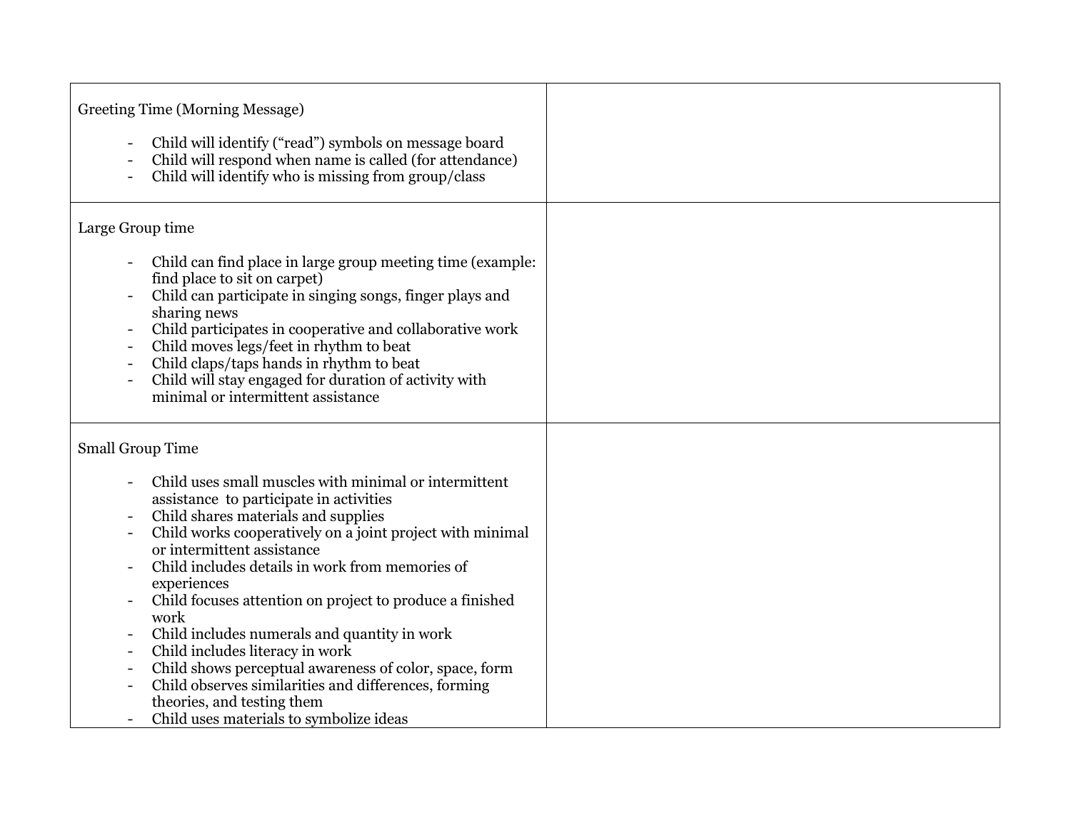| | |
|---|---|
| Greeting Time (Morning Message)<br><br>- Child will identify ("read") symbols on message board<br>- Child will respond when name is called (for attendance)<br>- Child will identify who is missing from group/class | |
| Large Group time<br><br>- Child can find place in large group meeting time (example: find place to sit on carpet)<br>- Child can participate in singing songs, finger plays and sharing news<br>- Child participates in cooperative and collaborative work<br>- Child moves legs/feet in rhythm to beat<br>- Child claps/taps hands in rhythm to beat<br>- Child will stay engaged for duration of activity with minimal or intermittent assistance | |
| Small Group Time<br><br>- Child uses small muscles with minimal or intermittent assistance to participate in activities<br>- Child shares materials and supplies<br>- Child works cooperatively on a joint project with minimal or intermittent assistance<br>- Child includes details in work from memories of experiences<br>- Child focuses attention on project to produce a finished work<br>- Child includes numerals and quantity in work<br>- Child includes literacy in work<br>- Child shows perceptual awareness of color, space, form<br>- Child observes similarities and differences, forming theories, and testing them<br>- Child uses materials to symbolize ideas | |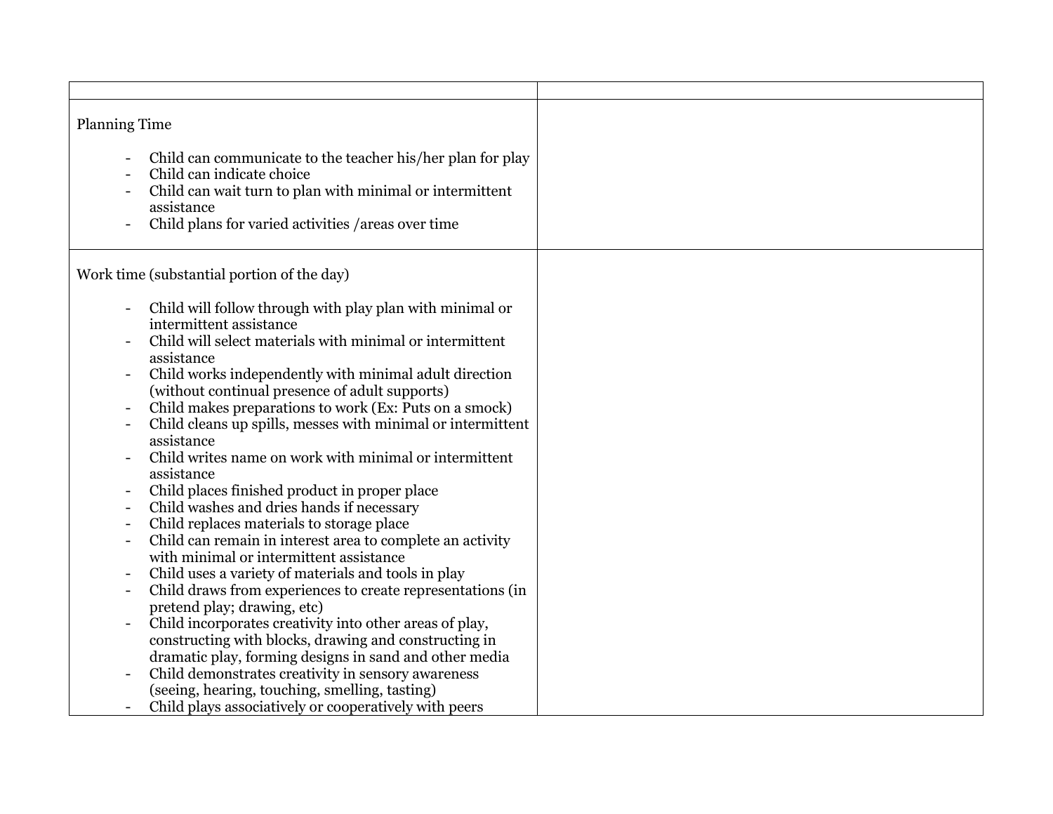| | |
|---|---|
| Planning Time<br><br>- Child can communicate to the teacher his/her plan for play<br>- Child can indicate choice<br>- Child can wait turn to plan with minimal or intermittent assistance<br>- Child plans for varied activities /areas over time | |
| Work time (substantial portion of the day)<br><br>- Child will follow through with play plan with minimal or intermittent assistance<br>- Child will select materials with minimal or intermittent assistance<br>- Child works independently with minimal adult direction (without continual presence of adult supports)<br>- Child makes preparations to work (Ex: Puts on a smock)<br>- Child cleans up spills, messes with minimal or intermittent assistance<br>- Child writes name on work with minimal or intermittent assistance<br>- Child places finished product in proper place<br>- Child washes and dries hands if necessary<br>- Child replaces materials to storage place<br>- Child can remain in interest area to complete an activity with minimal or intermittent assistance<br>- Child uses a variety of materials and tools in play<br>- Child draws from experiences to create representations (in pretend play; drawing, etc)<br>- Child incorporates creativity into other areas of play, constructing with blocks, drawing and constructing in dramatic play, forming designs in sand and other media<br>- Child demonstrates creativity in sensory awareness (seeing, hearing, touching, smelling, tasting)<br>- Child plays associatively or cooperatively with peers | |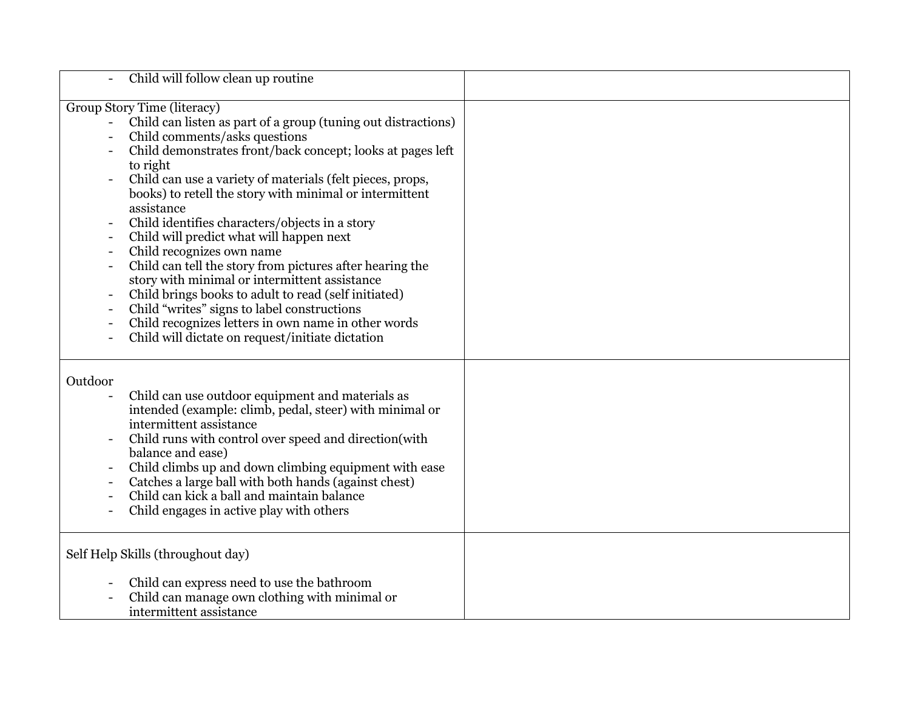| | |
|---|---|
| - Child will follow clean up routine | |
| Group Story Time (literacy)<br>- Child can listen as part of a group (tuning out distractions)<br>- Child comments/asks questions<br>- Child demonstrates front/back concept; looks at pages left to right<br>- Child can use a variety of materials (felt pieces, props, books) to retell the story with minimal or intermittent assistance<br>- Child identifies characters/objects in a story<br>- Child will predict what will happen next<br>- Child recognizes own name<br>- Child can tell the story from pictures after hearing the story with minimal or intermittent assistance<br>- Child brings books to adult to read (self initiated)<br>- Child "writes" signs to label constructions<br>- Child recognizes letters in own name in other words<br>- Child will dictate on request/initiate dictation | |
| Outdoor<br>- Child can use outdoor equipment and materials as intended (example: climb, pedal, steer) with minimal or intermittent assistance<br>- Child runs with control over speed and direction(with balance and ease)<br>- Child climbs up and down climbing equipment with ease<br>- Catches a large ball with both hands (against chest)<br>- Child can kick a ball and maintain balance<br>- Child engages in active play with others | |
| Self Help Skills (throughout day)<br><br>- Child can express need to use the bathroom<br>- Child can manage own clothing with minimal or intermittent assistance | |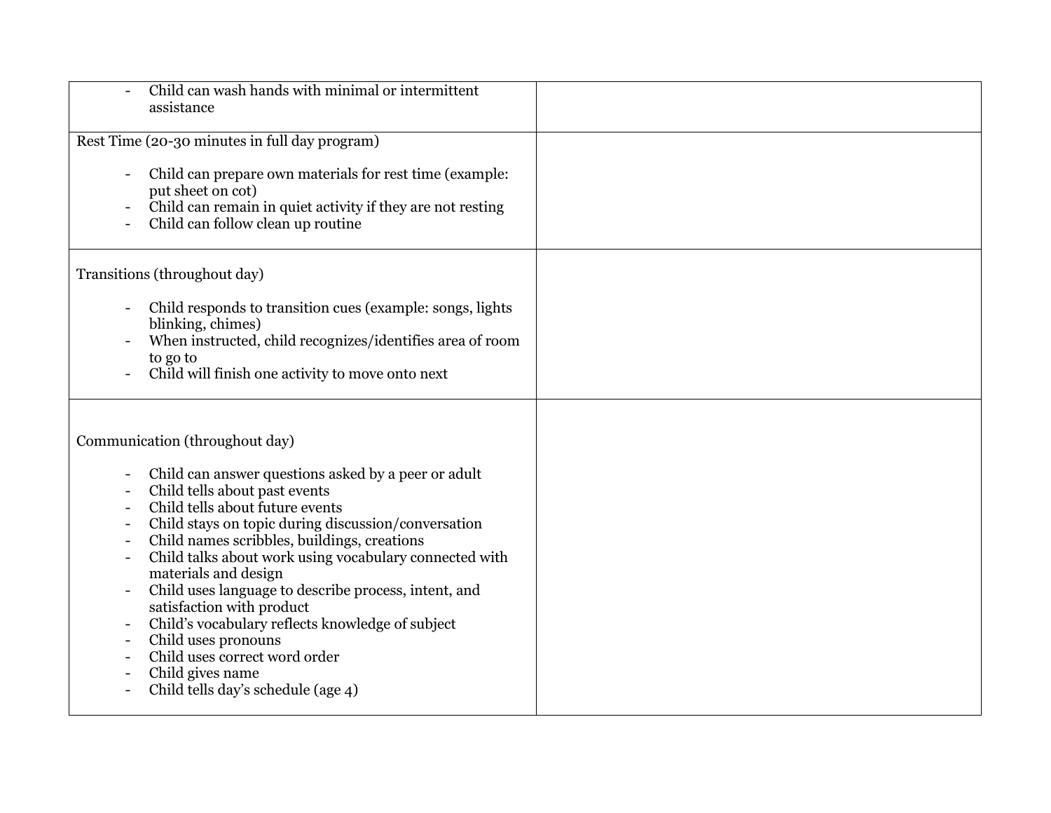| | |
|---|---|
| - Child can wash hands with minimal or intermittent assistance | |
| Rest Time (20-30 minutes in full day program)<br><br>- Child can prepare own materials for rest time (example: put sheet on cot)<br>- Child can remain in quiet activity if they are not resting<br>- Child can follow clean up routine | |
| Transitions (throughout day)<br><br>- Child responds to transition cues (example: songs, lights blinking, chimes)<br>- When instructed, child recognizes/identifies area of room to go to<br>- Child will finish one activity to move onto next | |
| Communication (throughout day)<br><br>- Child can answer questions asked by a peer or adult<br>- Child tells about past events<br>- Child tells about future events<br>- Child stays on topic during discussion/conversation<br>- Child names scribbles, buildings, creations<br>- Child talks about work using vocabulary connected with materials and design<br>- Child uses language to describe process, intent, and satisfaction with product<br>- Child's vocabulary reflects knowledge of subject<br>- Child uses pronouns<br>- Child uses correct word order<br>- Child gives name<br>- Child tells day's schedule (age 4) | |